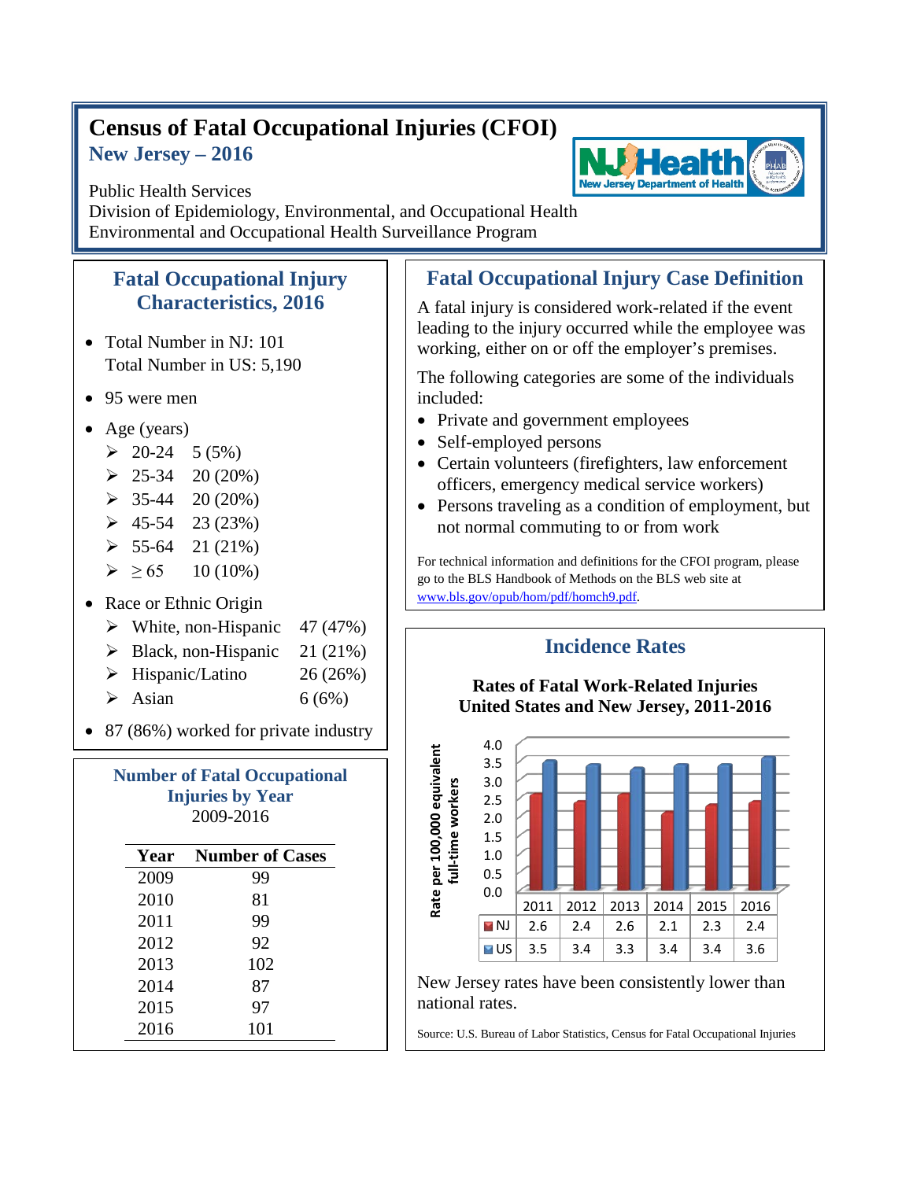# Census of Fatal Occupational Injuries (CFOI)

## New Jersey – 2016

Public Health Services
Division of Epidemiology, Environmental, and Occupational Health
Environmental and Occupational Health Surveillance Program

## Fatal Occupational Injury Characteristics, 2016

- Total Number in NJ: 101
  Total Number in US: 5,190
- 95 were men
- Age (years)
  - 20-24  5 (5%)
  - 25-34  20 (20%)
  - 35-44  20 (20%)
  - 45-54  23 (23%)
  - 55-64  21 (21%)
  - ≥ 65  10 (10%)
- Race or Ethnic Origin
  - White, non-Hispanic  47 (47%)
  - Black, non-Hispanic  21 (21%)
  - Hispanic/Latino  26 (26%)
  - Asian  6 (6%)
- 87 (86%) worked for private industry

## Number of Fatal Occupational Injuries by Year

2009-2016

| Year | Number of Cases |
|---|---|
| 2009 | 99 |
| 2010 | 81 |
| 2011 | 99 |
| 2012 | 92 |
| 2013 | 102 |
| 2014 | 87 |
| 2015 | 97 |
| 2016 | 101 |

## Fatal Occupational Injury Case Definition

A fatal injury is considered work-related if the event leading to the injury occurred while the employee was working, either on or off the employer's premises.

The following categories are some of the individuals included:

- Private and government employees
- Self-employed persons
- Certain volunteers (firefighters, law enforcement officers, emergency medical service workers)
- Persons traveling as a condition of employment, but not normal commuting to or from work

For technical information and definitions for the CFOI program, please go to the BLS Handbook of Methods on the BLS web site at www.bls.gov/opub/hom/pdf/homch9.pdf.

## Incidence Rates

**Rates of Fatal Work-Related Injuries United States and New Jersey, 2011-2016**

Rate per 100,000 equivalent full-time workers

| | 2011 | 2012 | 2013 | 2014 | 2015 | 2016 |
|---|---|---|---|---|---|---|
| NJ | 2.6 | 2.4 | 2.6 | 2.1 | 2.3 | 2.4 |
| US | 3.5 | 3.4 | 3.3 | 3.4 | 3.4 | 3.6 |

New Jersey rates have been consistently lower than national rates.

Source: U.S. Bureau of Labor Statistics, Census for Fatal Occupational Injuries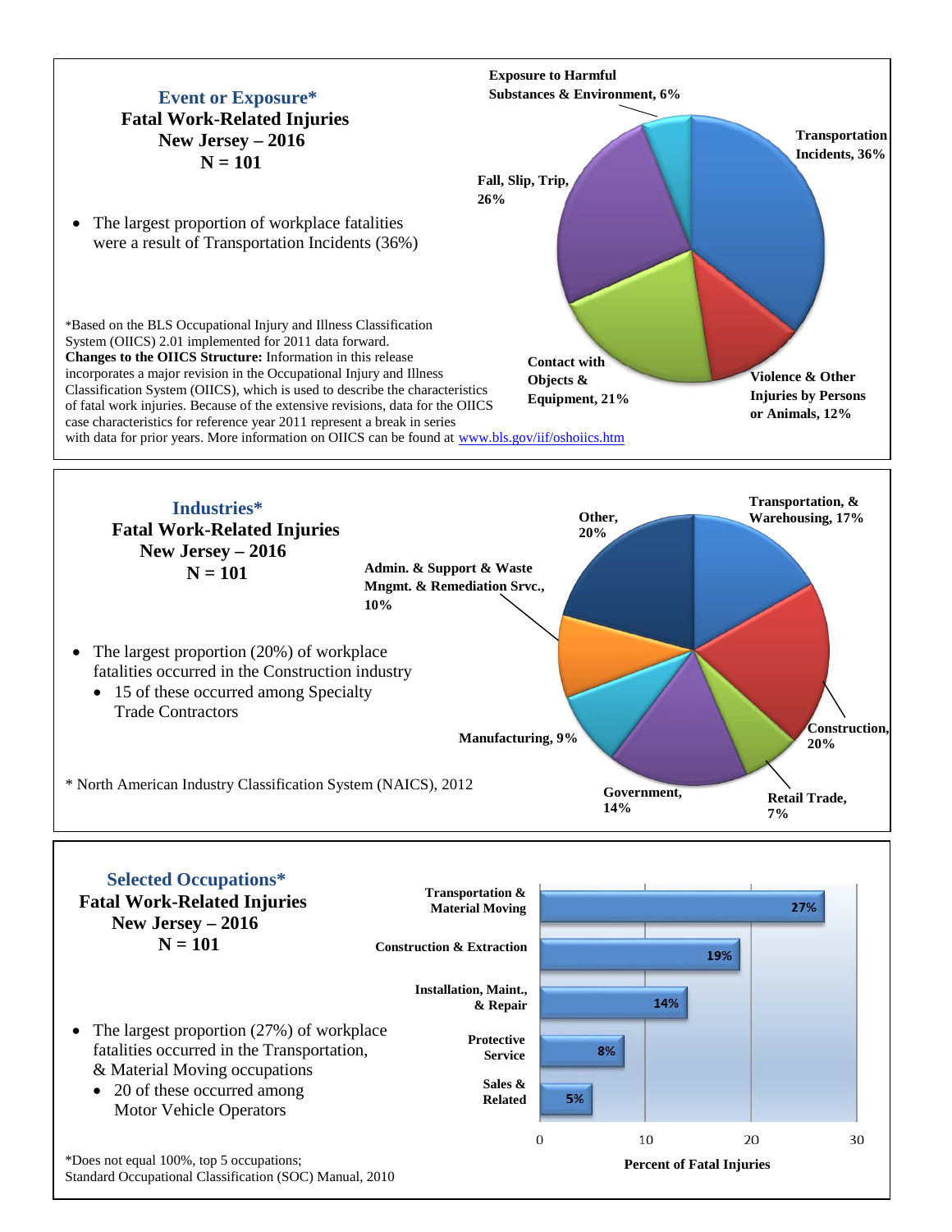## Event or Exposure*

**Fatal Work-Related Injuries**
**New Jersey – 2016**
**N = 101**

- The largest proportion of workplace fatalities were a result of Transportation Incidents (36%)

Exposure to Harmful Substances & Environment, 6%
Transportation Incidents, 36%
Fall, Slip, Trip, 26%
Contact with Objects & Equipment, 21%
Violence & Other Injuries by Persons or Animals, 12%

*Based on the BLS Occupational Injury and Illness Classification System (OIICS) 2.01 implemented for 2011 data forward.
**Changes to the OIICS Structure:** Information in this release incorporates a major revision in the Occupational Injury and Illness Classification System (OIICS), which is used to describe the characteristics of fatal work injuries. Because of the extensive revisions, data for the OIICS case characteristics for reference year 2011 represent a break in series with data for prior years. More information on OIICS can be found at www.bls.gov/iif/oshoiics.htm

## Industries*

**Fatal Work-Related Injuries**
**New Jersey – 2016**
**N = 101**

- The largest proportion (20%) of workplace fatalities occurred in the Construction industry
  - 15 of these occurred among Specialty Trade Contractors

Other, 20%
Transportation, & Warehousing, 17%
Admin. & Support & Waste Mngmt. & Remediation Srvc., 10%
Manufacturing, 9%
Government, 14%
Retail Trade, 7%
Construction, 20%

* North American Industry Classification System (NAICS), 2012

## Selected Occupations*

**Fatal Work-Related Injuries**
**New Jersey – 2016**
**N = 101**

- The largest proportion (27%) of workplace fatalities occurred in the Transportation, & Material Moving occupations
  - 20 of these occurred among Motor Vehicle Operators

Transportation & Material Moving 27%
Construction & Extraction 19%
Installation, Maint., & Repair 14%
Protective Service 8%
Sales & Related 5%

0 10 20 30
Percent of Fatal Injuries

*Does not equal 100%, top 5 occupations;
Standard Occupational Classification (SOC) Manual, 2010